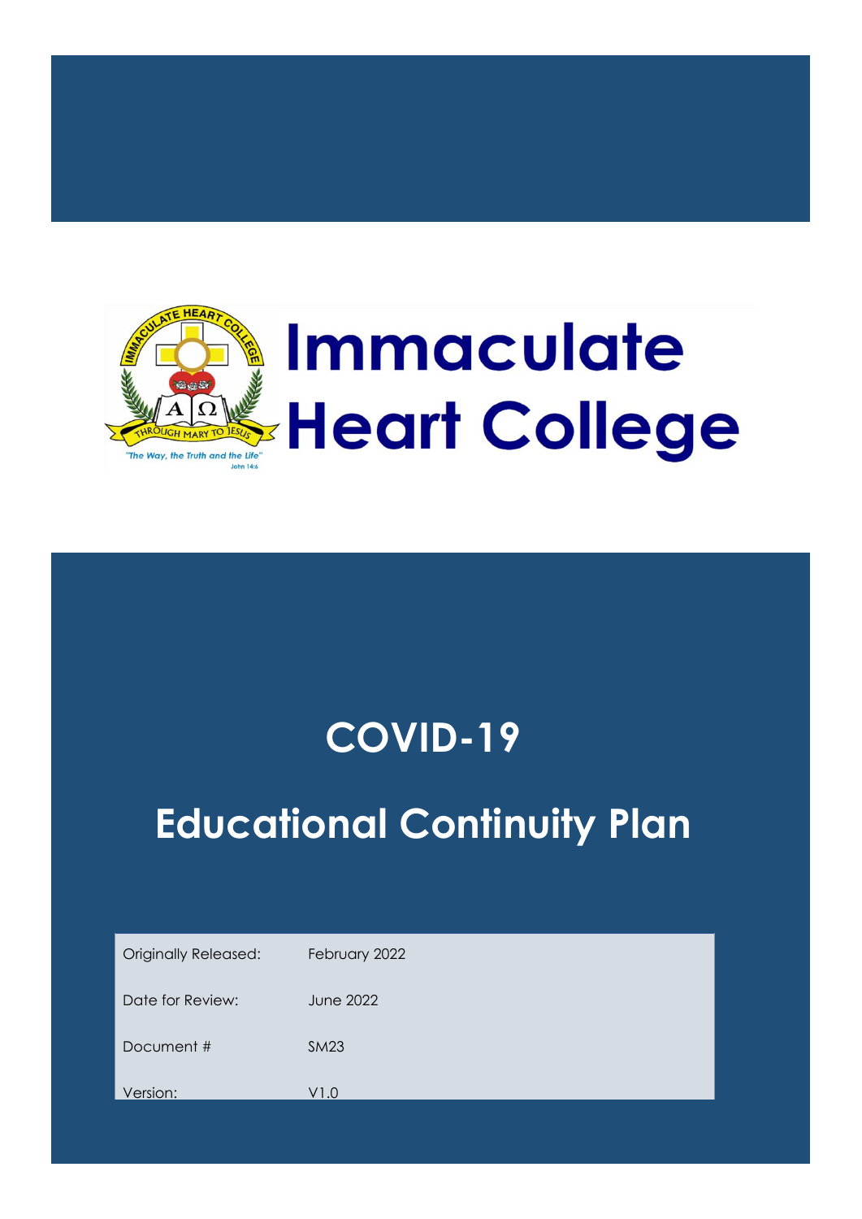# Immaculate Heart College

# COVID-19

## Educational Continuity Plan

| | |
|---|---|
| Originally Released: | February 2022 |
| Date for Review: | June 2022 |
| Document # | SM23 |
| Version: | V1.0 |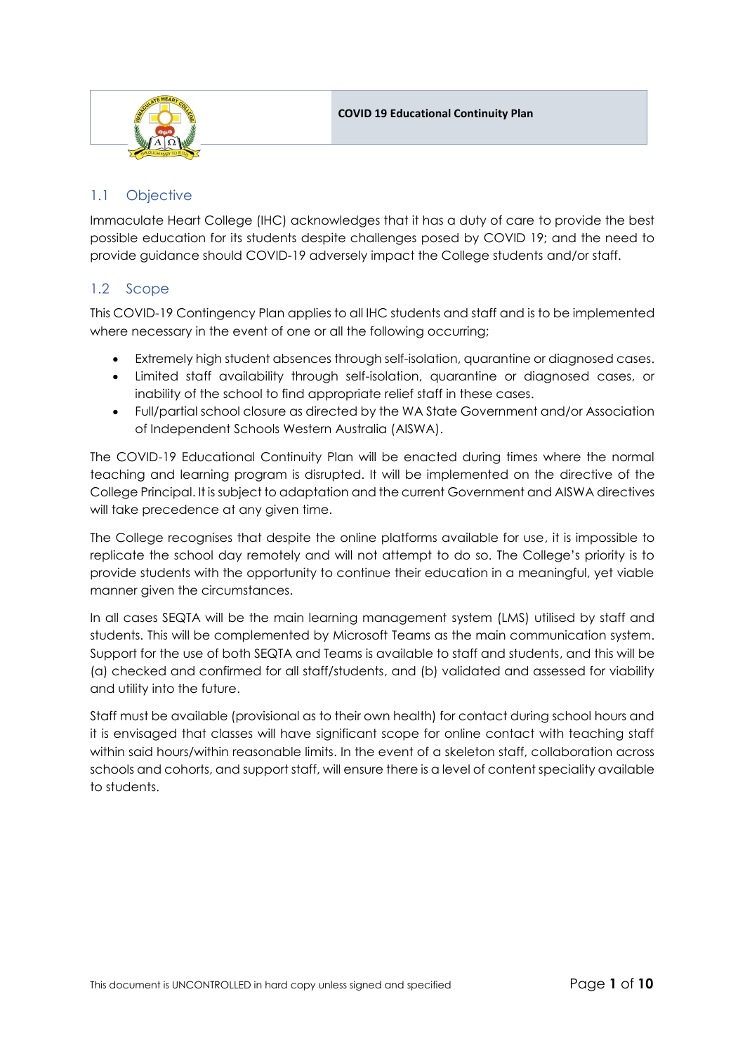## 1.1 Objective

Immaculate Heart College (IHC) acknowledges that it has a duty of care to provide the best possible education for its students despite challenges posed by COVID 19; and the need to provide guidance should COVID-19 adversely impact the College students and/or staff.

## 1.2 Scope

This COVID-19 Contingency Plan applies to all IHC students and staff and is to be implemented where necessary in the event of one or all the following occurring;

- Extremely high student absences through self-isolation, quarantine or diagnosed cases.
- Limited staff availability through self-isolation, quarantine or diagnosed cases, or inability of the school to find appropriate relief staff in these cases.
- Full/partial school closure as directed by the WA State Government and/or Association of Independent Schools Western Australia (AISWA).

The COVID-19 Educational Continuity Plan will be enacted during times where the normal teaching and learning program is disrupted. It will be implemented on the directive of the College Principal. It is subject to adaptation and the current Government and AISWA directives will take precedence at any given time.

The College recognises that despite the online platforms available for use, it is impossible to replicate the school day remotely and will not attempt to do so. The College's priority is to provide students with the opportunity to continue their education in a meaningful, yet viable manner given the circumstances.

In all cases SEQTA will be the main learning management system (LMS) utilised by staff and students. This will be complemented by Microsoft Teams as the main communication system. Support for the use of both SEQTA and Teams is available to staff and students, and this will be (a) checked and confirmed for all staff/students, and (b) validated and assessed for viability and utility into the future.

Staff must be available (provisional as to their own health) for contact during school hours and it is envisaged that classes will have significant scope for online contact with teaching staff within said hours/within reasonable limits. In the event of a skeleton staff, collaboration across schools and cohorts, and support staff, will ensure there is a level of content speciality available to students.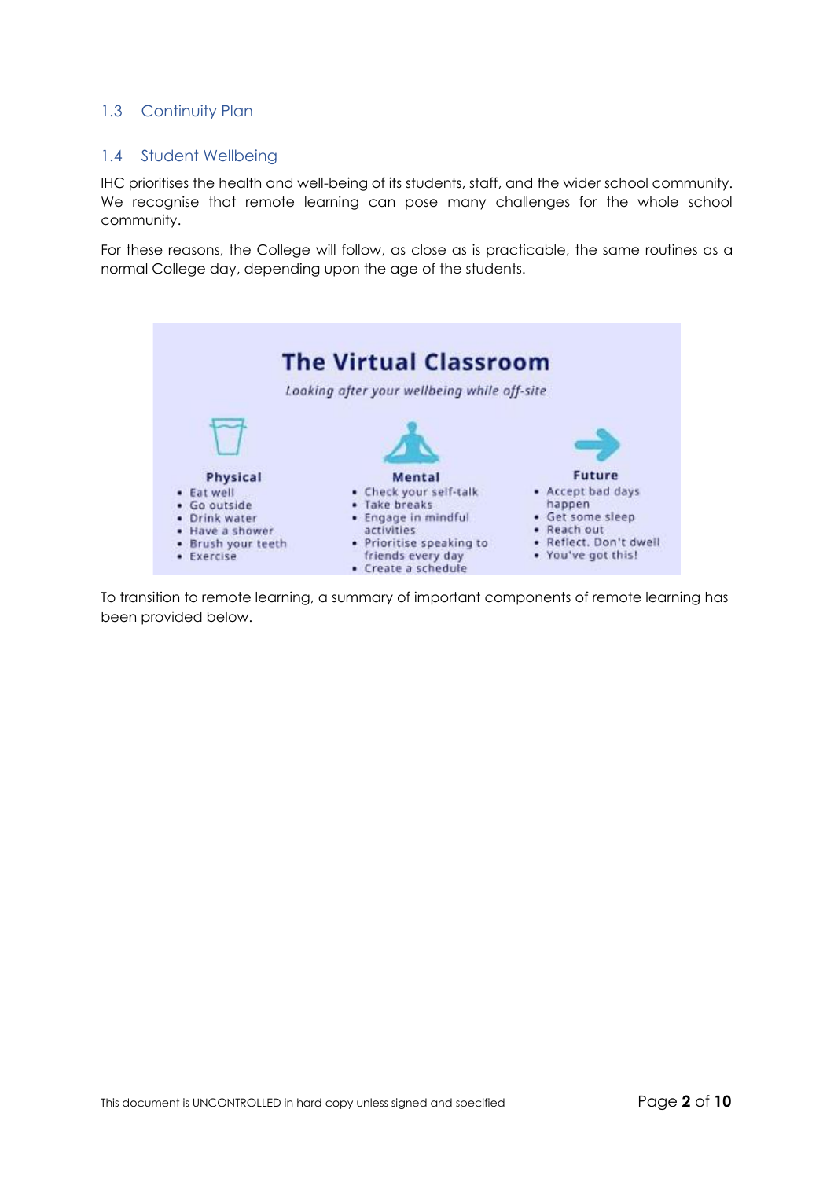## 1.3 Continuity Plan

## 1.4 Student Wellbeing

IHC prioritises the health and well-being of its students, staff, and the wider school community. We recognise that remote learning can pose many challenges for the whole school community.

For these reasons, the College will follow, as close as is practicable, the same routines as a normal College day, depending upon the age of the students.

### The Virtual Classroom

*Looking after your wellbeing while off-site*

**Physical**

- Eat well
- Go outside
- Drink water
- Have a shower
- Brush your teeth
- Exercise

**Mental**

- Check your self-talk
- Take breaks
- Engage in mindful activities
- Prioritise speaking to friends every day
- Create a schedule

**Future**

- Accept bad days happen
- Get some sleep
- Reach out
- Reflect. Don't dwell
- You've got this!

To transition to remote learning, a summary of important components of remote learning has been provided below.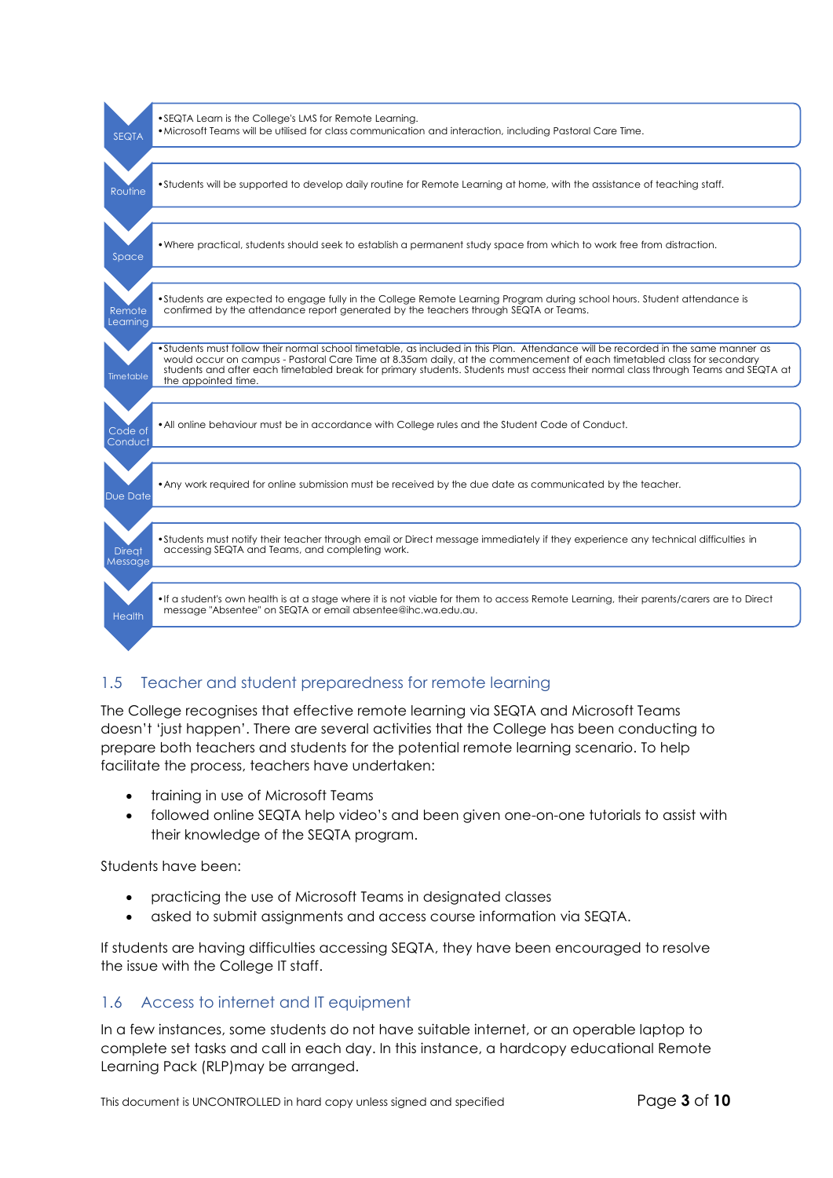| | |
|---|---|
| SEQTA | • SEQTA Learn is the College's LMS for Remote Learning.<br>• Microsoft Teams will be utilised for class communication and interaction, including Pastoral Care Time. |
| Routine | • Students will be supported to develop daily routine for Remote Learning at home, with the assistance of teaching staff. |
| Space | • Where practical, students should seek to establish a permanent study space from which to work free from distraction. |
| Remote Learning | • Students are expected to engage fully in the College Remote Learning Program during school hours. Student attendance is confirmed by the attendance report generated by the teachers through SEQTA or Teams. |
| Timetable | • Students must follow their normal school timetable, as included in this Plan. Attendance will be recorded in the same manner as would occur on campus - Pastoral Care Time at 8.35am daily, at the commencement of each timetabled class for secondary students and after each timetabled break for primary students. Students must access their normal class through Teams and SEQTA at the appointed time. |
| Code of Conduct | • All online behaviour must be in accordance with College rules and the Student Code of Conduct. |
| Due Date | • Any work required for online submission must be received by the due date as communicated by the teacher. |
| Direct Message | • Students must notify their teacher through email or Direct message immediately if they experience any technical difficulties in accessing SEQTA and Teams, and completing work. |
| Health | • If a student's own health is at a stage where it is not viable for them to access Remote Learning, their parents/carers are to Direct message "Absentee" on SEQTA or email absentee@ihc.wa.edu.au. |

## 1.5 Teacher and student preparedness for remote learning

The College recognises that effective remote learning via SEQTA and Microsoft Teams doesn't 'just happen'. There are several activities that the College has been conducting to prepare both teachers and students for the potential remote learning scenario. To help facilitate the process, teachers have undertaken:

- training in use of Microsoft Teams
- followed online SEQTA help video's and been given one-on-one tutorials to assist with their knowledge of the SEQTA program.

Students have been:

- practicing the use of Microsoft Teams in designated classes
- asked to submit assignments and access course information via SEQTA.

If students are having difficulties accessing SEQTA, they have been encouraged to resolve the issue with the College IT staff.

## 1.6 Access to internet and IT equipment

In a few instances, some students do not have suitable internet, or an operable laptop to complete set tasks and call in each day. In this instance, a hardcopy educational Remote Learning Pack (RLP)may be arranged.

This document is UNCONTROLLED in hard copy unless signed and specified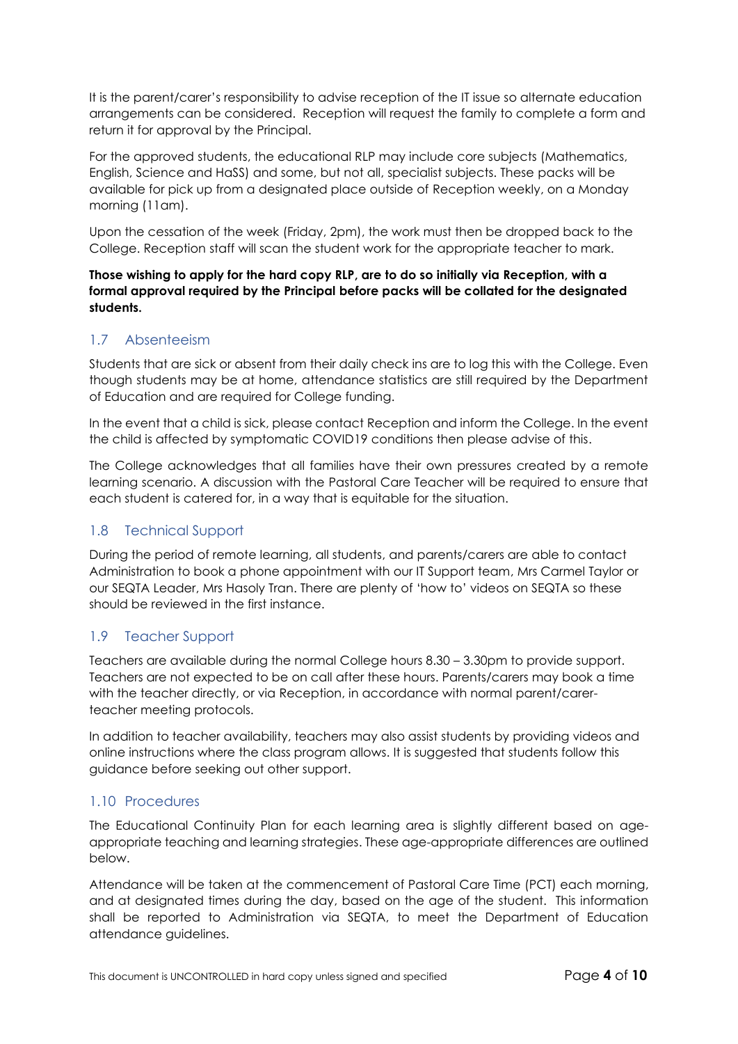It is the parent/carer's responsibility to advise reception of the IT issue so alternate education arrangements can be considered. Reception will request the family to complete a form and return it for approval by the Principal.

For the approved students, the educational RLP may include core subjects (Mathematics, English, Science and HaSS) and some, but not all, specialist subjects. These packs will be available for pick up from a designated place outside of Reception weekly, on a Monday morning (11am).

Upon the cessation of the week (Friday, 2pm), the work must then be dropped back to the College. Reception staff will scan the student work for the appropriate teacher to mark.

**Those wishing to apply for the hard copy RLP, are to do so initially via Reception, with a formal approval required by the Principal before packs will be collated for the designated students.**

## 1.7 Absenteeism

Students that are sick or absent from their daily check ins are to log this with the College. Even though students may be at home, attendance statistics are still required by the Department of Education and are required for College funding.

In the event that a child is sick, please contact Reception and inform the College. In the event the child is affected by symptomatic COVID19 conditions then please advise of this.

The College acknowledges that all families have their own pressures created by a remote learning scenario. A discussion with the Pastoral Care Teacher will be required to ensure that each student is catered for, in a way that is equitable for the situation.

## 1.8 Technical Support

During the period of remote learning, all students, and parents/carers are able to contact Administration to book a phone appointment with our IT Support team, Mrs Carmel Taylor or our SEQTA Leader, Mrs Hasoly Tran. There are plenty of 'how to' videos on SEQTA so these should be reviewed in the first instance.

## 1.9 Teacher Support

Teachers are available during the normal College hours 8.30 – 3.30pm to provide support. Teachers are not expected to be on call after these hours. Parents/carers may book a time with the teacher directly, or via Reception, in accordance with normal parent/carer-teacher meeting protocols.

In addition to teacher availability, teachers may also assist students by providing videos and online instructions where the class program allows. It is suggested that students follow this guidance before seeking out other support.

## 1.10 Procedures

The Educational Continuity Plan for each learning area is slightly different based on age-appropriate teaching and learning strategies. These age-appropriate differences are outlined below.

Attendance will be taken at the commencement of Pastoral Care Time (PCT) each morning, and at designated times during the day, based on the age of the student. This information shall be reported to Administration via SEQTA, to meet the Department of Education attendance guidelines.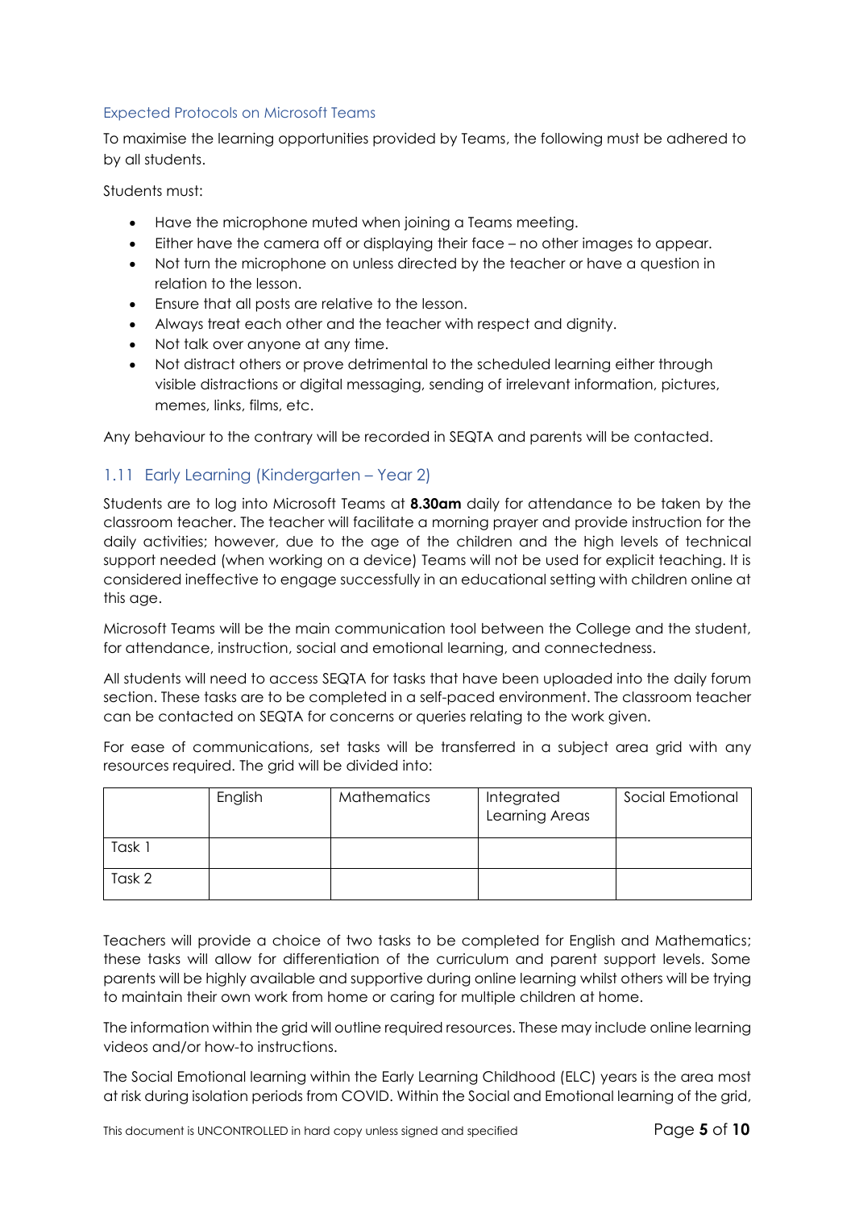### Expected Protocols on Microsoft Teams

To maximise the learning opportunities provided by Teams, the following must be adhered to by all students.

Students must:

- Have the microphone muted when joining a Teams meeting.
- Either have the camera off or displaying their face – no other images to appear.
- Not turn the microphone on unless directed by the teacher or have a question in relation to the lesson.
- Ensure that all posts are relative to the lesson.
- Always treat each other and the teacher with respect and dignity.
- Not talk over anyone at any time.
- Not distract others or prove detrimental to the scheduled learning either through visible distractions or digital messaging, sending of irrelevant information, pictures, memes, links, films, etc.

Any behaviour to the contrary will be recorded in SEQTA and parents will be contacted.

## 1.11 Early Learning (Kindergarten – Year 2)

Students are to log into Microsoft Teams at **8.30am** daily for attendance to be taken by the classroom teacher. The teacher will facilitate a morning prayer and provide instruction for the daily activities; however, due to the age of the children and the high levels of technical support needed (when working on a device) Teams will not be used for explicit teaching. It is considered ineffective to engage successfully in an educational setting with children online at this age.

Microsoft Teams will be the main communication tool between the College and the student, for attendance, instruction, social and emotional learning, and connectedness.

All students will need to access SEQTA for tasks that have been uploaded into the daily forum section. These tasks are to be completed in a self-paced environment. The classroom teacher can be contacted on SEQTA for concerns or queries relating to the work given.

For ease of communications, set tasks will be transferred in a subject area grid with any resources required. The grid will be divided into:

| | English | Mathematics | Integrated Learning Areas | Social Emotional |
|---|---|---|---|---|
| Task 1 | | | | |
| Task 2 | | | | |

Teachers will provide a choice of two tasks to be completed for English and Mathematics; these tasks will allow for differentiation of the curriculum and parent support levels. Some parents will be highly available and supportive during online learning whilst others will be trying to maintain their own work from home or caring for multiple children at home.

The information within the grid will outline required resources. These may include online learning videos and/or how-to instructions.

The Social Emotional learning within the Early Learning Childhood (ELC) years is the area most at risk during isolation periods from COVID. Within the Social and Emotional learning of the grid,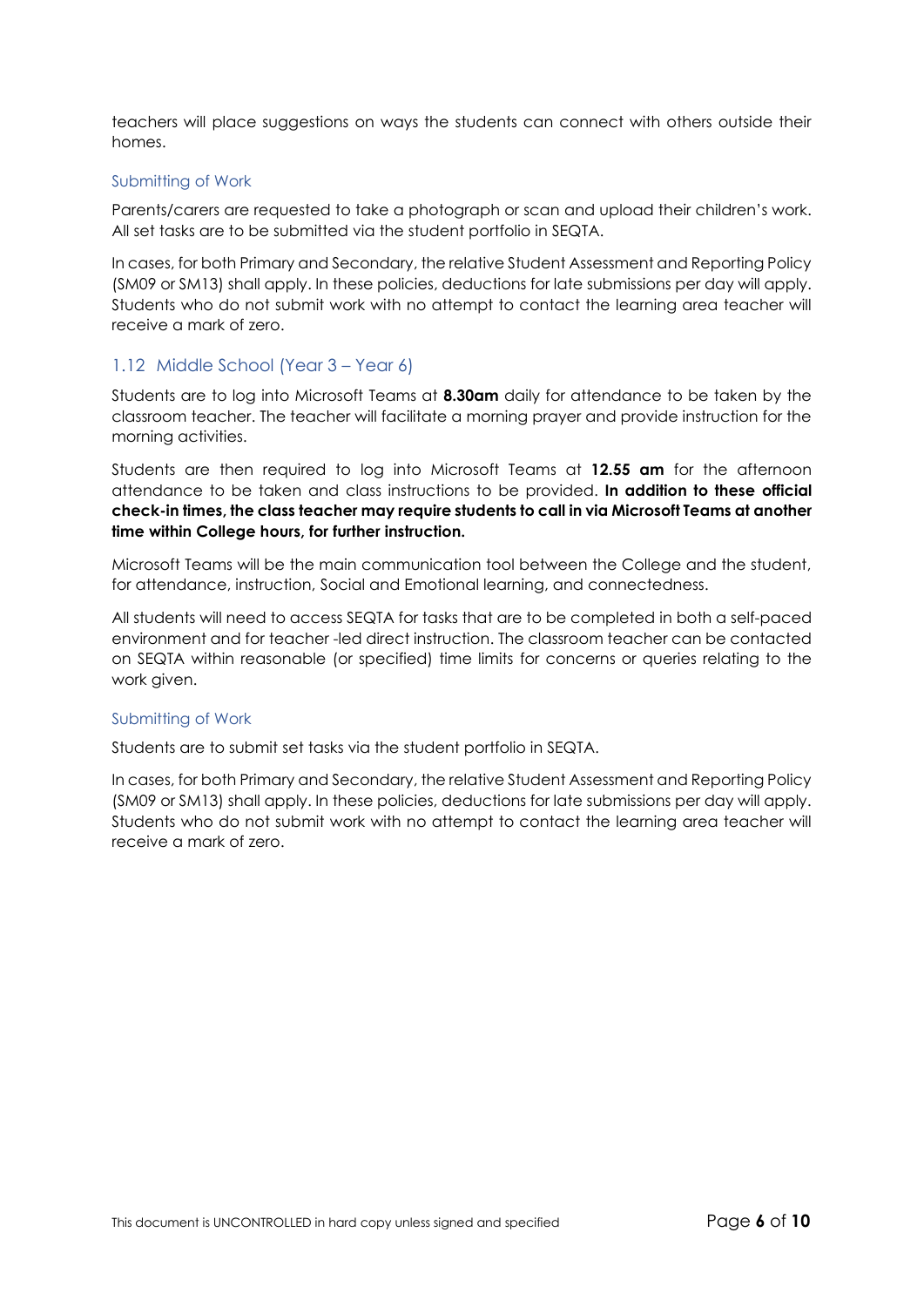teachers will place suggestions on ways the students can connect with others outside their homes.

### Submitting of Work

Parents/carers are requested to take a photograph or scan and upload their children's work. All set tasks are to be submitted via the student portfolio in SEQTA.

In cases, for both Primary and Secondary, the relative Student Assessment and Reporting Policy (SM09 or SM13) shall apply. In these policies, deductions for late submissions per day will apply. Students who do not submit work with no attempt to contact the learning area teacher will receive a mark of zero.

## 1.12 Middle School (Year 3 – Year 6)

Students are to log into Microsoft Teams at **8.30am** daily for attendance to be taken by the classroom teacher. The teacher will facilitate a morning prayer and provide instruction for the morning activities.

Students are then required to log into Microsoft Teams at **12.55 am** for the afternoon attendance to be taken and class instructions to be provided. **In addition to these official check-in times, the class teacher may require students to call in via Microsoft Teams at another time within College hours, for further instruction.**

Microsoft Teams will be the main communication tool between the College and the student, for attendance, instruction, Social and Emotional learning, and connectedness.

All students will need to access SEQTA for tasks that are to be completed in both a self-paced environment and for teacher -led direct instruction. The classroom teacher can be contacted on SEQTA within reasonable (or specified) time limits for concerns or queries relating to the work given.

### Submitting of Work

Students are to submit set tasks via the student portfolio in SEQTA.

In cases, for both Primary and Secondary, the relative Student Assessment and Reporting Policy (SM09 or SM13) shall apply. In these policies, deductions for late submissions per day will apply. Students who do not submit work with no attempt to contact the learning area teacher will receive a mark of zero.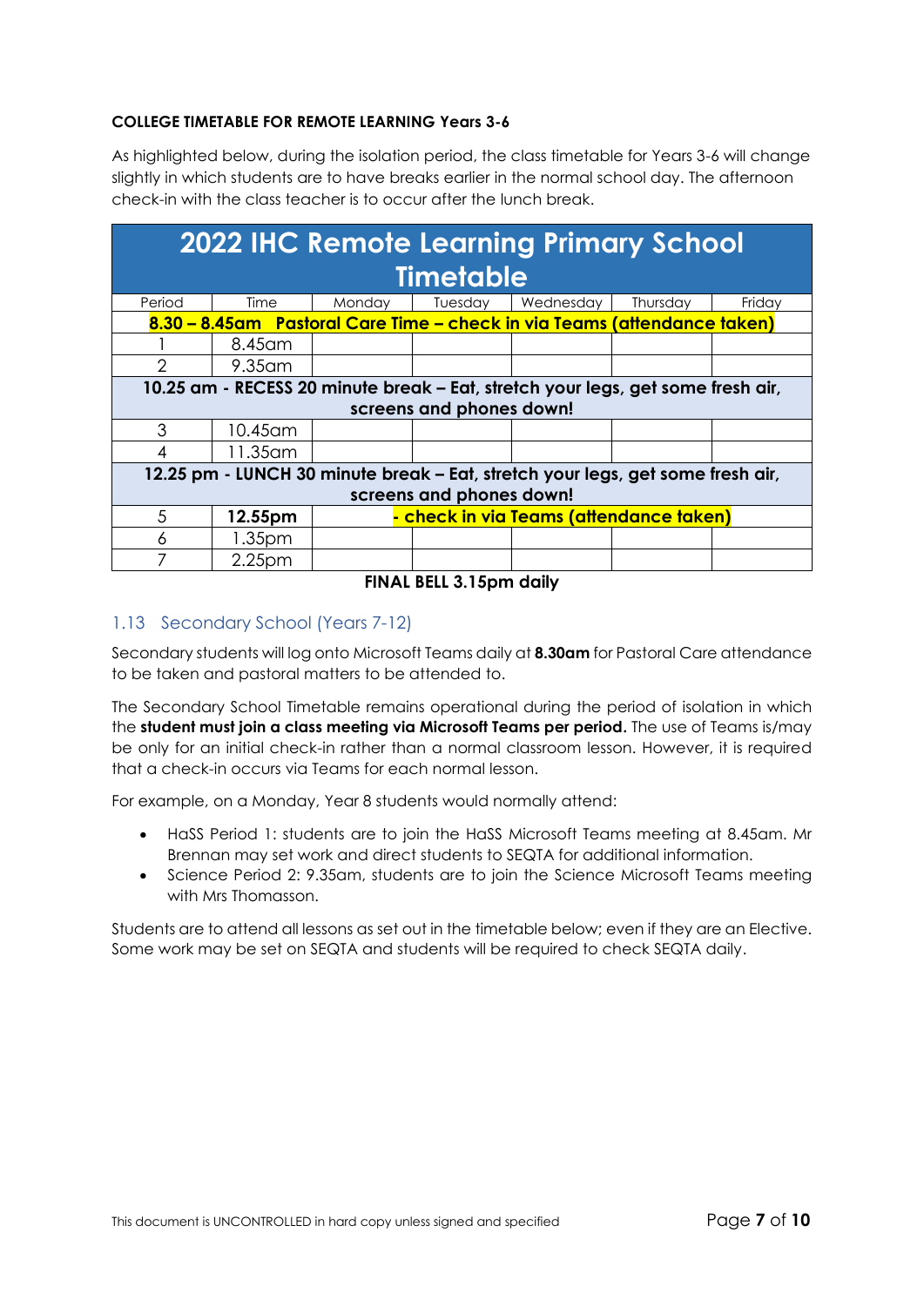**COLLEGE TIMETABLE FOR REMOTE LEARNING Years 3-6**

As highlighted below, during the isolation period, the class timetable for Years 3-6 will change slightly in which students are to have breaks earlier in the normal school day. The afternoon check-in with the class teacher is to occur after the lunch break.

| **2022 IHC Remote Learning Primary School Timetable** | | | | | | |
|---|---|---|---|---|---|---|
| Period | Time | Monday | Tuesday | Wednesday | Thursday | Friday |
| **8.30 – 8.45am Pastoral Care Time – check in via Teams (attendance taken)** | | | | | | |
| 1 | 8.45am | | | | | |
| 2 | 9.35am | | | | | |
| **10.25 am - RECESS 20 minute break – Eat, stretch your legs, get some fresh air, screens and phones down!** | | | | | | |
| 3 | 10.45am | | | | | |
| 4 | 11.35am | | | | | |
| **12.25 pm - LUNCH 30 minute break – Eat, stretch your legs, get some fresh air, screens and phones down!** | | | | | | |
| 5 | **12.55pm** | **- check in via Teams (attendance taken)** | | | | |
| 6 | 1.35pm | | | | | |
| 7 | 2.25pm | | | | | |

**FINAL BELL 3.15pm daily**

## 1.13 Secondary School (Years 7-12)

Secondary students will log onto Microsoft Teams daily at **8.30am** for Pastoral Care attendance to be taken and pastoral matters to be attended to.

The Secondary School Timetable remains operational during the period of isolation in which the **student must join a class meeting via Microsoft Teams per period.** The use of Teams is/may be only for an initial check-in rather than a normal classroom lesson. However, it is required that a check-in occurs via Teams for each normal lesson.

For example, on a Monday, Year 8 students would normally attend:

- HaSS Period 1: students are to join the HaSS Microsoft Teams meeting at 8.45am. Mr Brennan may set work and direct students to SEQTA for additional information.
- Science Period 2: 9.35am, students are to join the Science Microsoft Teams meeting with Mrs Thomasson.

Students are to attend all lessons as set out in the timetable below; even if they are an Elective. Some work may be set on SEQTA and students will be required to check SEQTA daily.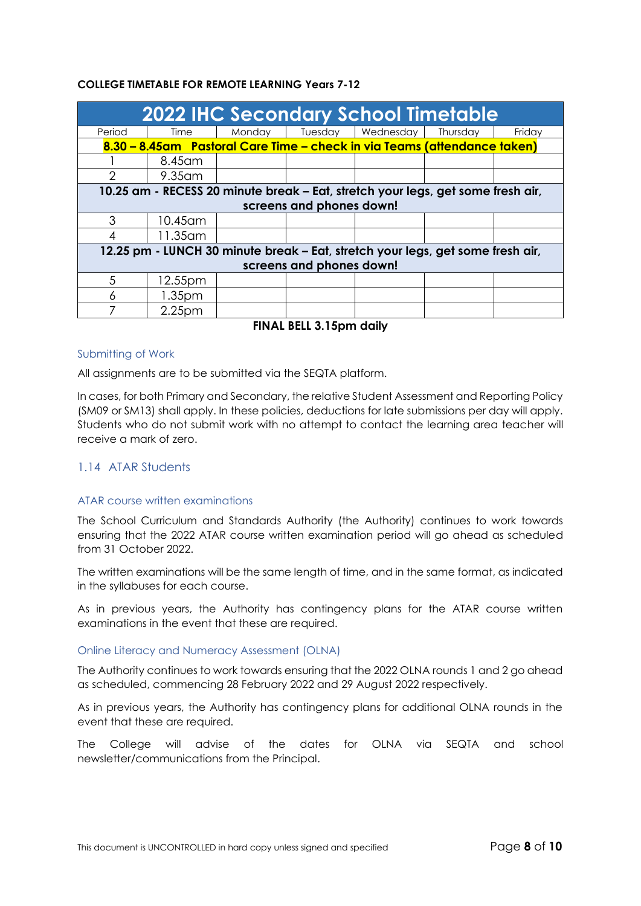**COLLEGE TIMETABLE FOR REMOTE LEARNING Years 7-12**

| 2022 IHC Secondary School Timetable | | | | | | |
|---|---|---|---|---|---|---|
| Period | Time | Monday | Tuesday | Wednesday | Thursday | Friday |
| **8.30 – 8.45am Pastoral Care Time – check in via Teams (attendance taken)** | | | | | | |
| 1 | 8.45am | | | | | |
| 2 | 9.35am | | | | | |
| **10.25 am - RECESS 20 minute break – Eat, stretch your legs, get some fresh air, screens and phones down!** | | | | | | |
| 3 | 10.45am | | | | | |
| 4 | 11.35am | | | | | |
| **12.25 pm - LUNCH 30 minute break – Eat, stretch your legs, get some fresh air, screens and phones down!** | | | | | | |
| 5 | 12.55pm | | | | | |
| 6 | 1.35pm | | | | | |
| 7 | 2.25pm | | | | | |

**FINAL BELL 3.15pm daily**

#### Submitting of Work

All assignments are to be submitted via the SEQTA platform.

In cases, for both Primary and Secondary, the relative Student Assessment and Reporting Policy (SM09 or SM13) shall apply. In these policies, deductions for late submissions per day will apply. Students who do not submit work with no attempt to contact the learning area teacher will receive a mark of zero.

## 1.14 ATAR Students

#### ATAR course written examinations

The School Curriculum and Standards Authority (the Authority) continues to work towards ensuring that the 2022 ATAR course written examination period will go ahead as scheduled from 31 October 2022.

The written examinations will be the same length of time, and in the same format, as indicated in the syllabuses for each course.

As in previous years, the Authority has contingency plans for the ATAR course written examinations in the event that these are required.

#### Online Literacy and Numeracy Assessment (OLNA)

The Authority continues to work towards ensuring that the 2022 OLNA rounds 1 and 2 go ahead as scheduled, commencing 28 February 2022 and 29 August 2022 respectively.

As in previous years, the Authority has contingency plans for additional OLNA rounds in the event that these are required.

The College will advise of the dates for OLNA via SEQTA and school newsletter/communications from the Principal.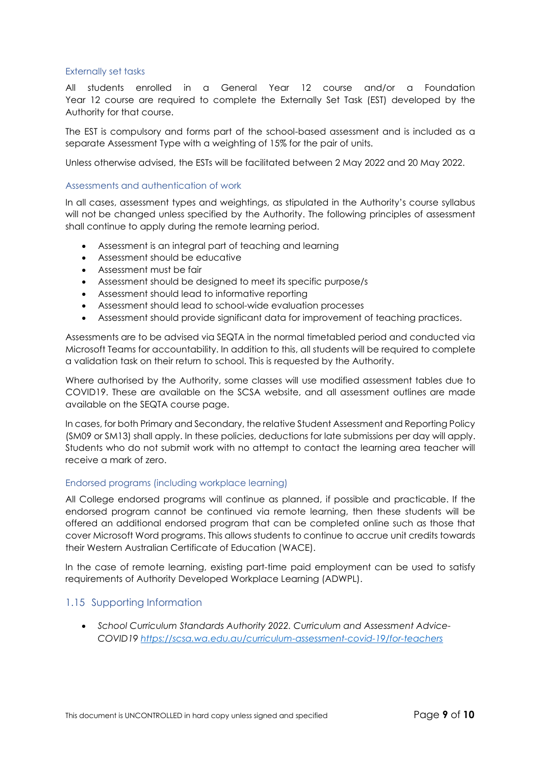### Externally set tasks

All students enrolled in a General Year 12 course and/or a Foundation Year 12 course are required to complete the Externally Set Task (EST) developed by the Authority for that course.

The EST is compulsory and forms part of the school-based assessment and is included as a separate Assessment Type with a weighting of 15% for the pair of units.

Unless otherwise advised, the ESTs will be facilitated between 2 May 2022 and 20 May 2022.

### Assessments and authentication of work

In all cases, assessment types and weightings, as stipulated in the Authority's course syllabus will not be changed unless specified by the Authority. The following principles of assessment shall continue to apply during the remote learning period.

- Assessment is an integral part of teaching and learning
- Assessment should be educative
- Assessment must be fair
- Assessment should be designed to meet its specific purpose/s
- Assessment should lead to informative reporting
- Assessment should lead to school-wide evaluation processes
- Assessment should provide significant data for improvement of teaching practices.

Assessments are to be advised via SEQTA in the normal timetabled period and conducted via Microsoft Teams for accountability. In addition to this, all students will be required to complete a validation task on their return to school. This is requested by the Authority.

Where authorised by the Authority, some classes will use modified assessment tables due to COVID19. These are available on the SCSA website, and all assessment outlines are made available on the SEQTA course page.

In cases, for both Primary and Secondary, the relative Student Assessment and Reporting Policy (SM09 or SM13) shall apply. In these policies, deductions for late submissions per day will apply. Students who do not submit work with no attempt to contact the learning area teacher will receive a mark of zero.

### Endorsed programs (including workplace learning)

All College endorsed programs will continue as planned, if possible and practicable. If the endorsed program cannot be continued via remote learning, then these students will be offered an additional endorsed program that can be completed online such as those that cover Microsoft Word programs. This allows students to continue to accrue unit credits towards their Western Australian Certificate of Education (WACE).

In the case of remote learning, existing part-time paid employment can be used to satisfy requirements of Authority Developed Workplace Learning (ADWPL).

## 1.15 Supporting Information

- *School Curriculum Standards Authority 2022. Curriculum and Assessment Advice-COVID19 https://scsa.wa.edu.au/curriculum-assessment-covid-19/for-teachers*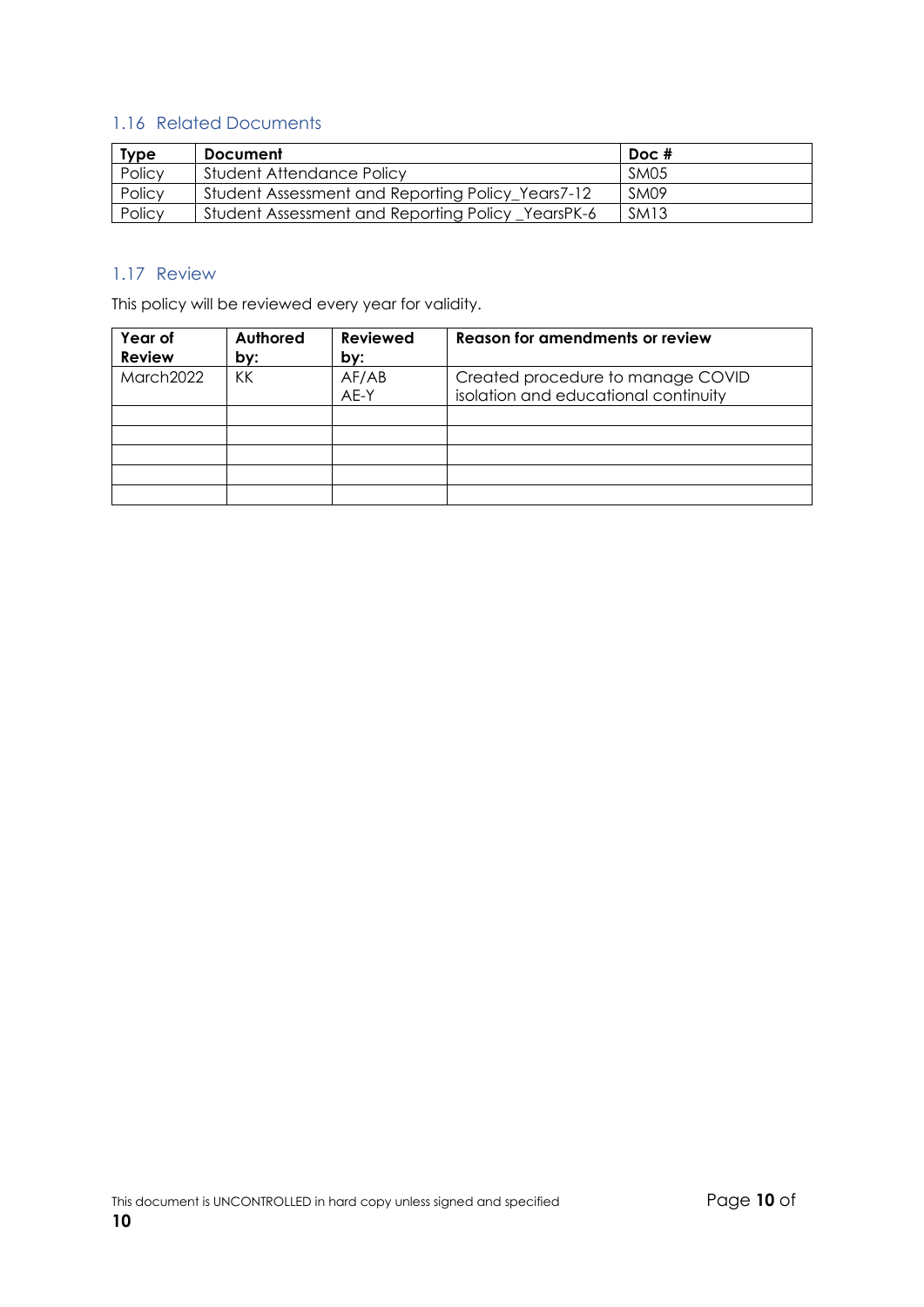## 1.16 Related Documents

| Type | Document | Doc # |
|---|---|---|
| Policy | Student Attendance Policy | SM05 |
| Policy | Student Assessment and Reporting Policy_Years7-12 | SM09 |
| Policy | Student Assessment and Reporting Policy _YearsPK-6 | SM13 |

## 1.17 Review

This policy will be reviewed every year for validity.

| Year of Review | Authored by: | Reviewed by: | Reason for amendments or review |
|---|---|---|---|
| March2022 | KK | AF/AB AE-Y | Created procedure to manage COVID isolation and educational continuity |
| | | | |
| | | | |
| | | | |
| | | | |
| | | | |

This document is UNCONTROLLED in hard copy unless signed and specified